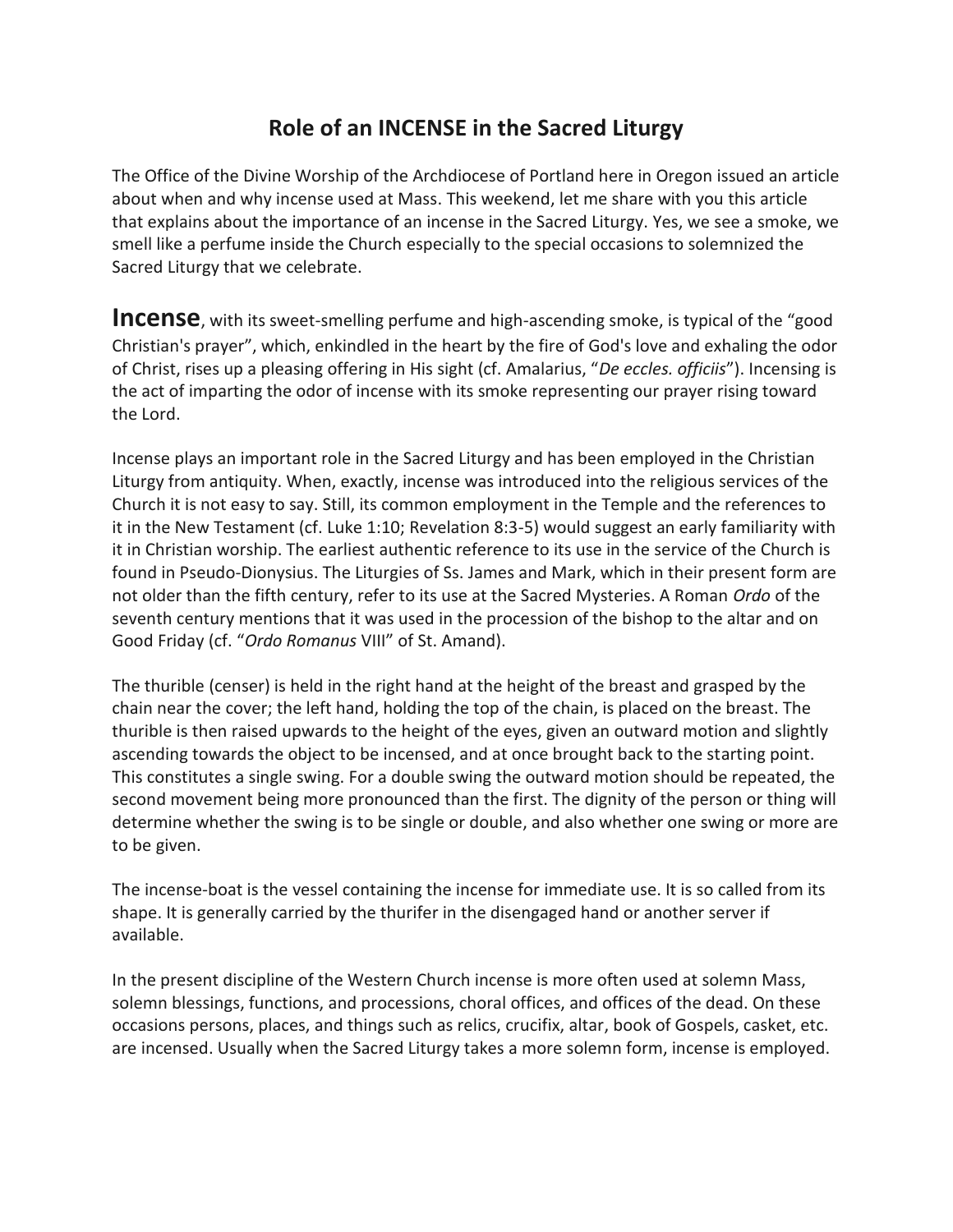# Role of an INCENSE in the Sacred Liturgy

The Office of the Divine Worship of the Archdiocese of Portland here in Oregon issued an article about when and why incense used at Mass. This weekend, let me share with you this article that explains about the importance of an incense in the Sacred Liturgy. Yes, we see a smoke, we smell like a perfume inside the Church especially to the special occasions to solemnized the Sacred Liturgy that we celebrate.

**Incense**, with its sweet-smelling perfume and high-ascending smoke, is typical of the "good Christian's prayer", which, enkindled in the heart by the fire of God's love and exhaling the odor of Christ, rises up a pleasing offering in His sight (cf. Amalarius, "*De eccles. officiis*"). Incensing is the act of imparting the odor of incense with its smoke representing our prayer rising toward the Lord.

Incense plays an important role in the Sacred Liturgy and has been employed in the Christian Liturgy from antiquity. When, exactly, incense was introduced into the religious services of the Church it is not easy to say. Still, its common employment in the Temple and the references to it in the New Testament (cf. Luke 1:10; Revelation 8:3-5) would suggest an early familiarity with it in Christian worship. The earliest authentic reference to its use in the service of the Church is found in Pseudo-Dionysius. The Liturgies of Ss. James and Mark, which in their present form are not older than the fifth century, refer to its use at the Sacred Mysteries. A Roman *Ordo* of the seventh century mentions that it was used in the procession of the bishop to the altar and on Good Friday (cf. "*Ordo Romanus* VIII" of St. Amand).

The thurible (censer) is held in the right hand at the height of the breast and grasped by the chain near the cover; the left hand, holding the top of the chain, is placed on the breast. The thurible is then raised upwards to the height of the eyes, given an outward motion and slightly ascending towards the object to be incensed, and at once brought back to the starting point. This constitutes a single swing. For a double swing the outward motion should be repeated, the second movement being more pronounced than the first. The dignity of the person or thing will determine whether the swing is to be single or double, and also whether one swing or more are to be given.

The incense-boat is the vessel containing the incense for immediate use. It is so called from its shape. It is generally carried by the thurifer in the disengaged hand or another server if available.

In the present discipline of the Western Church incense is more often used at solemn Mass, solemn blessings, functions, and processions, choral offices, and offices of the dead. On these occasions persons, places, and things such as relics, crucifix, altar, book of Gospels, casket, etc. are incensed. Usually when the Sacred Liturgy takes a more solemn form, incense is employed.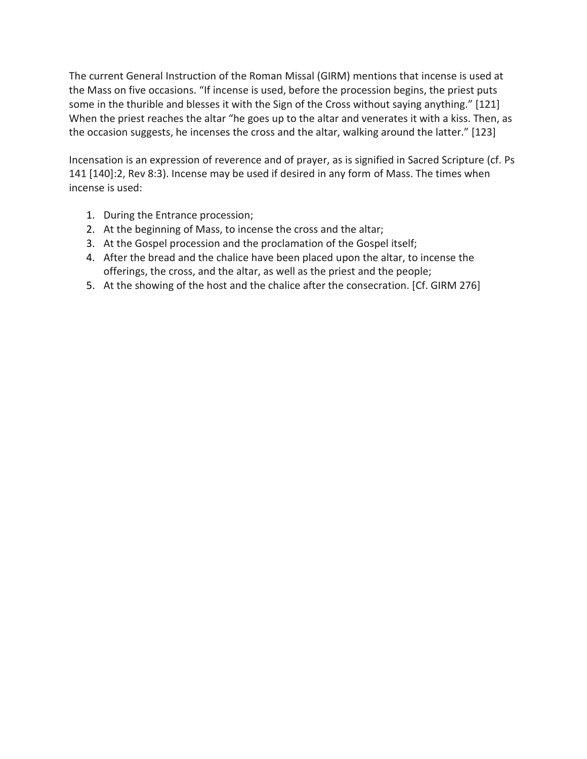The current General Instruction of the Roman Missal (GIRM) mentions that incense is used at the Mass on five occasions. "If incense is used, before the procession begins, the priest puts some in the thurible and blesses it with the Sign of the Cross without saying anything." [121] When the priest reaches the altar "he goes up to the altar and venerates it with a kiss. Then, as the occasion suggests, he incenses the cross and the altar, walking around the latter." [123]

Incensation is an expression of reverence and of prayer, as is signified in Sacred Scripture (cf. Ps 141 [140]:2, Rev 8:3). Incense may be used if desired in any form of Mass. The times when incense is used:

1. During the Entrance procession;
2. At the beginning of Mass, to incense the cross and the altar;
3. At the Gospel procession and the proclamation of the Gospel itself;
4. After the bread and the chalice have been placed upon the altar, to incense the offerings, the cross, and the altar, as well as the priest and the people;
5. At the showing of the host and the chalice after the consecration. [Cf. GIRM 276]